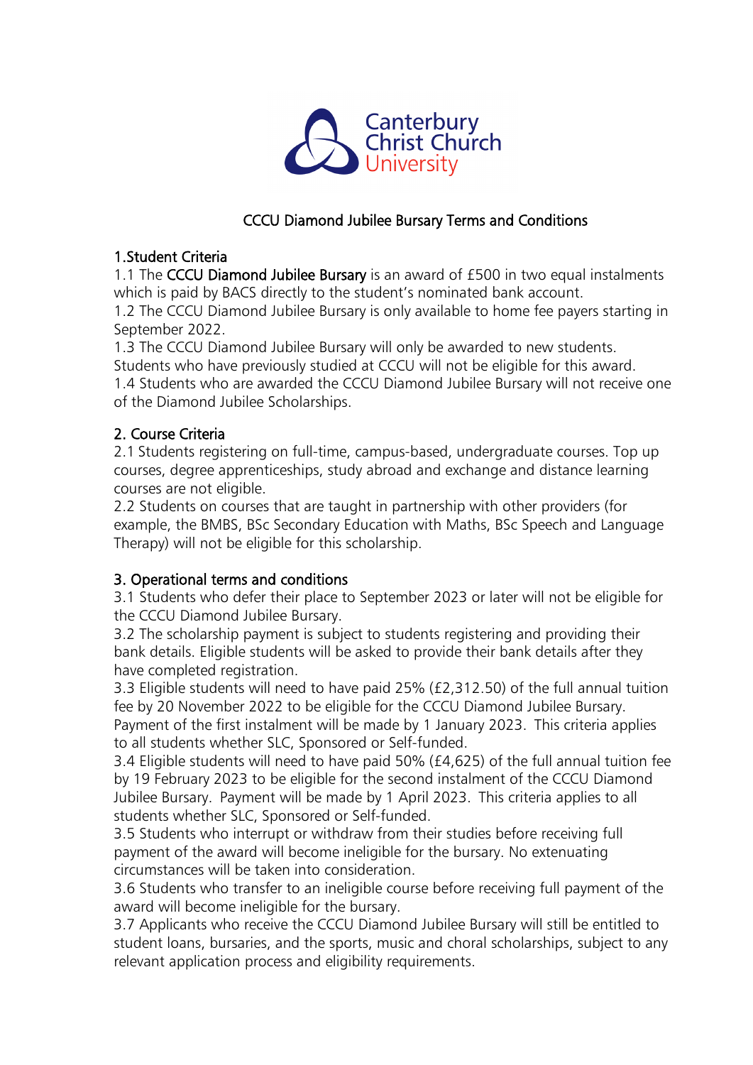# CCCU Diamond Jubilee Bursary Terms and Conditions

## 1.Student Criteria

1.1 The CCCU Diamond Jubilee Bursary is an award of £500 in two equal instalments which is paid by BACS directly to the student's nominated bank account.
1.2 The CCCU Diamond Jubilee Bursary is only available to home fee payers starting in September 2022.
1.3 The CCCU Diamond Jubilee Bursary will only be awarded to new students. Students who have previously studied at CCCU will not be eligible for this award.
1.4 Students who are awarded the CCCU Diamond Jubilee Bursary will not receive one of the Diamond Jubilee Scholarships.

## 2. Course Criteria

2.1 Students registering on full-time, campus-based, undergraduate courses. Top up courses, degree apprenticeships, study abroad and exchange and distance learning courses are not eligible.
2.2 Students on courses that are taught in partnership with other providers (for example, the BMBS, BSc Secondary Education with Maths, BSc Speech and Language Therapy) will not be eligible for this scholarship.

## 3. Operational terms and conditions

3.1 Students who defer their place to September 2023 or later will not be eligible for the CCCU Diamond Jubilee Bursary.
3.2 The scholarship payment is subject to students registering and providing their bank details. Eligible students will be asked to provide their bank details after they have completed registration.
3.3 Eligible students will need to have paid 25% (£2,312.50) of the full annual tuition fee by 20 November 2022 to be eligible for the CCCU Diamond Jubilee Bursary. Payment of the first instalment will be made by 1 January 2023. This criteria applies to all students whether SLC, Sponsored or Self-funded.
3.4 Eligible students will need to have paid 50% (£4,625) of the full annual tuition fee by 19 February 2023 to be eligible for the second instalment of the CCCU Diamond Jubilee Bursary. Payment will be made by 1 April 2023. This criteria applies to all students whether SLC, Sponsored or Self-funded.
3.5 Students who interrupt or withdraw from their studies before receiving full payment of the award will become ineligible for the bursary. No extenuating circumstances will be taken into consideration.
3.6 Students who transfer to an ineligible course before receiving full payment of the award will become ineligible for the bursary.
3.7 Applicants who receive the CCCU Diamond Jubilee Bursary will still be entitled to student loans, bursaries, and the sports, music and choral scholarships, subject to any relevant application process and eligibility requirements.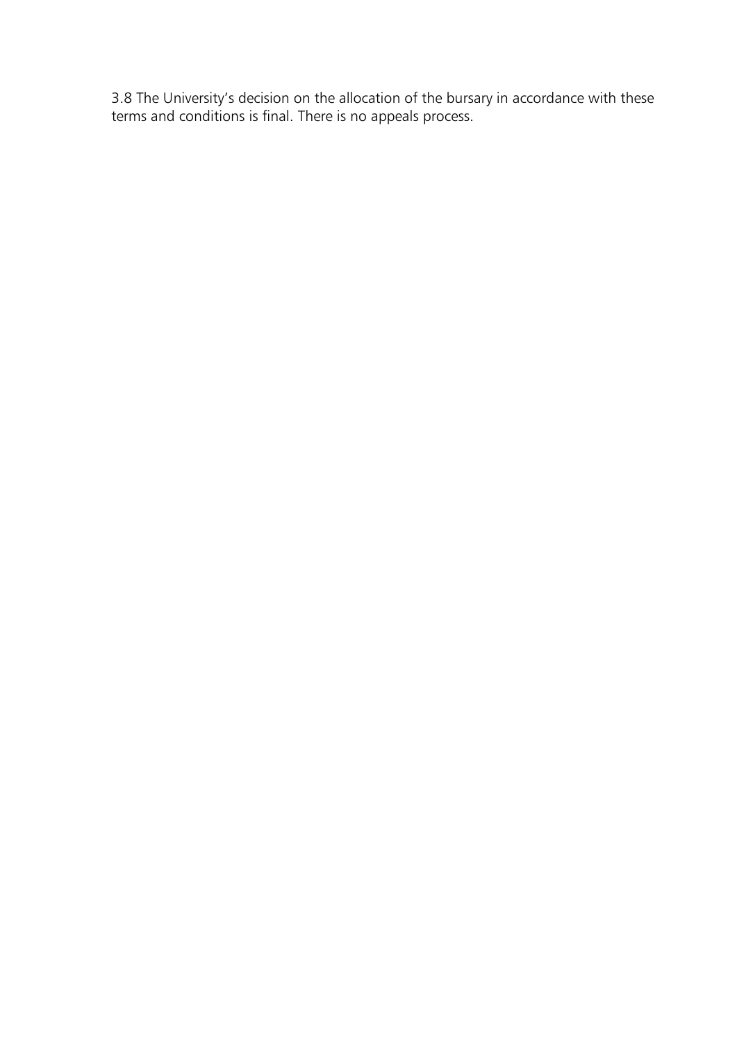3.8 The University's decision on the allocation of the bursary in accordance with these terms and conditions is final. There is no appeals process.